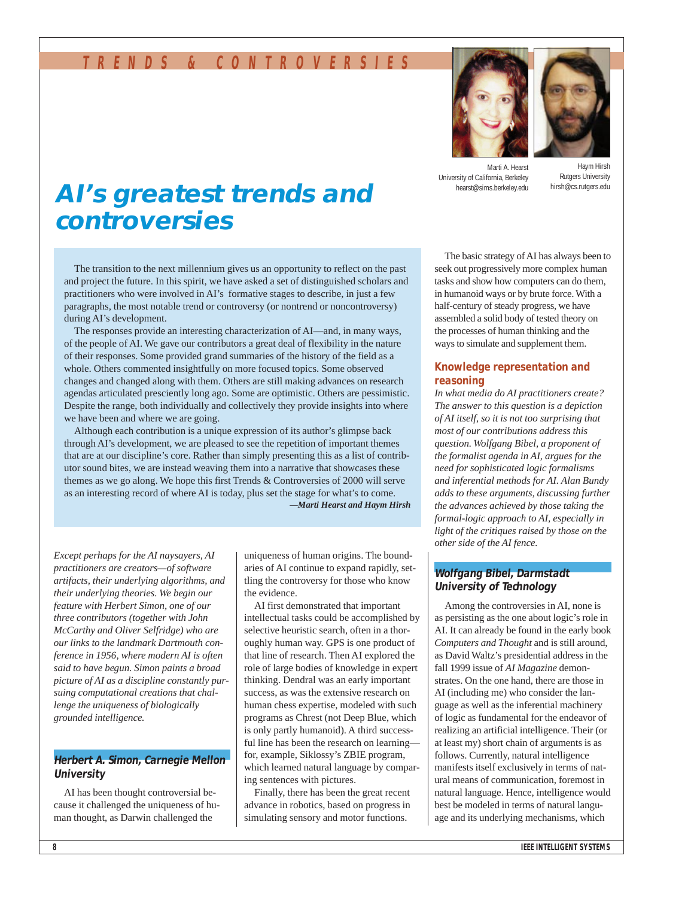# AI's greatest trends and controversies

Marti A. Hearst
University of California, Berkeley
hearst@sims.berkeley.edu

Haym Hirsh
Rutgers University
hirsh@cs.rutgers.edu

The transition to the next millennium gives us an opportunity to reflect on the past and project the future. In this spirit, we have asked a set of distinguished scholars and practitioners who were involved in AI's formative stages to describe, in just a few paragraphs, the most notable trend or controversy (or nontrend or noncontroversy) during AI's development.

The responses provide an interesting characterization of AI—and, in many ways, of the people of AI. We gave our contributors a great deal of flexibility in the nature of their responses. Some provided grand summaries of the history of the field as a whole. Others commented insightfully on more focused topics. Some observed changes and changed along with them. Others are still making advances on research agendas articulated presciently long ago. Some are optimistic. Others are pessimistic. Despite the range, both individually and collectively they provide insights into where we have been and where we are going.

Although each contribution is a unique expression of its author's glimpse back through AI's development, we are pleased to see the repetition of important themes that are at our discipline's core. Rather than simply presenting this as a list of contributor sound bites, we are instead weaving them into a narrative that showcases these themes as we go along. We hope this first Trends & Controversies of 2000 will serve as an interesting record of where AI is today, plus set the stage for what's to come.

—*Marti Hearst and Haym Hirsh*

*Except perhaps for the AI naysayers, AI practitioners are creators—of software artifacts, their underlying algorithms, and their underlying theories. We begin our feature with Herbert Simon, one of our three contributors (together with John McCarthy and Oliver Selfridge) who are our links to the landmark Dartmouth conference in 1956, where modern AI is often said to have begun. Simon paints a broad picture of AI as a discipline constantly pursuing computational creations that challenge the uniqueness of biologically grounded intelligence.*

## Herbert A. Simon, Carnegie Mellon University

AI has been thought controversial because it challenged the uniqueness of human thought, as Darwin challenged the uniqueness of human origins. The boundaries of AI continue to expand rapidly, settling the controversy for those who know the evidence.

AI first demonstrated that important intellectual tasks could be accomplished by selective heuristic search, often in a thoroughly human way. GPS is one product of that line of research. Then AI explored the role of large bodies of knowledge in expert thinking. Dendral was an early important success, as was the extensive research on human chess expertise, modeled with such programs as Chrest (not Deep Blue, which is only partly humanoid). A third successful line has been the research on learning—for, example, Siklossy's ZBIE program, which learned natural language by comparing sentences with pictures.

Finally, there has been the great recent advance in robotics, based on progress in simulating sensory and motor functions.

The basic strategy of AI has always been to seek out progressively more complex human tasks and show how computers can do them, in humanoid ways or by brute force. With a half-century of steady progress, we have assembled a solid body of tested theory on the processes of human thinking and the ways to simulate and supplement them.

## Knowledge representation and reasoning

*In what media do AI practitioners create? The answer to this question is a depiction of AI itself, so it is not too surprising that most of our contributions address this question. Wolfgang Bibel, a proponent of the formalist agenda in AI, argues for the need for sophisticated logic formalisms and inferential methods for AI. Alan Bundy adds to these arguments, discussing further the advances achieved by those taking the formal-logic approach to AI, especially in light of the critiques raised by those on the other side of the AI fence.*

## Wolfgang Bibel, Darmstadt University of Technology

Among the controversies in AI, none is as persisting as the one about logic's role in AI. It can already be found in the early book *Computers and Thought* and is still around, as David Waltz's presidential address in the fall 1999 issue of *AI Magazine* demonstrates. On the one hand, there are those in AI (including me) who consider the language as well as the inferential machinery of logic as fundamental for the endeavor of realizing an artificial intelligence. Their (or at least my) short chain of arguments is as follows. Currently, natural intelligence manifests itself exclusively in terms of natural means of communication, foremost in natural language. Hence, intelligence would best be modeled in terms of natural language and its underlying mechanisms, which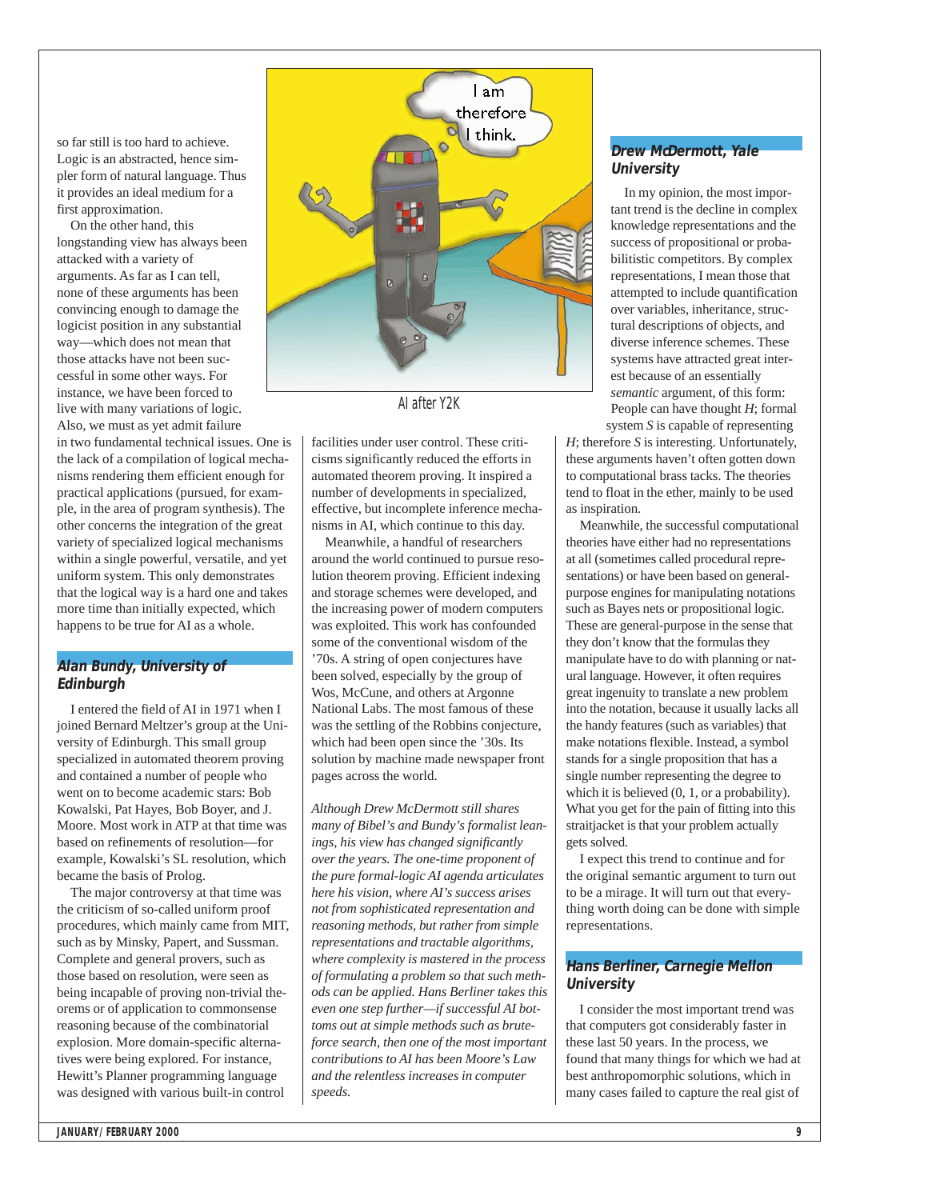so far still is too hard to achieve. Logic is an abstracted, hence simpler form of natural language. Thus it provides an ideal medium for a first approximation.

On the other hand, this longstanding view has always been attacked with a variety of arguments. As far as I can tell, none of these arguments has been convincing enough to damage the logicist position in any substantial way—which does not mean that those attacks have not been successful in some other ways. For instance, we have been forced to live with many variations of logic. Also, we must as yet admit failure in two fundamental technical issues. One is the lack of a compilation of logical mechanisms rendering them efficient enough for practical applications (pursued, for example, in the area of program synthesis). The other concerns the integration of the great variety of specialized logical mechanisms within a single powerful, versatile, and yet uniform system. This only demonstrates that the logical way is a hard one and takes more time than initially expected, which happens to be true for AI as a whole.

## Alan Bundy, University of Edinburgh

I entered the field of AI in 1971 when I joined Bernard Meltzer's group at the University of Edinburgh. This small group specialized in automated theorem proving and contained a number of people who went on to become academic stars: Bob Kowalski, Pat Hayes, Bob Boyer, and J. Moore. Most work in ATP at that time was based on refinements of resolution—for example, Kowalski's SL resolution, which became the basis of Prolog.

The major controversy at that time was the criticism of so-called uniform proof procedures, which mainly came from MIT, such as by Minsky, Papert, and Sussman. Complete and general provers, such as those based on resolution, were seen as being incapable of proving non-trivial theorems or of application to commonsense reasoning because of the combinatorial explosion. More domain-specific alternatives were being explored. For instance, Hewitt's Planner programming language was designed with various built-in control facilities under user control. These criticisms significantly reduced the efforts in automated theorem proving. It inspired a number of developments in specialized, effective, but incomplete inference mechanisms in AI, which continue to this day.

Meanwhile, a handful of researchers around the world continued to pursue resolution theorem proving. Efficient indexing and storage schemes were developed, and the increasing power of modern computers was exploited. This work has confounded some of the conventional wisdom of the '70s. A string of open conjectures have been solved, especially by the group of Wos, McCune, and others at Argonne National Labs. The most famous of these was the settling of the Robbins conjecture, which had been open since the '30s. Its solution by machine made newspaper front pages across the world.

*Although Drew McDermott still shares many of Bibel's and Bundy's formalist leanings, his view has changed significantly over the years. The one-time proponent of the pure formal-logic AI agenda articulates here his vision, where AI's success arises not from sophisticated representation and reasoning methods, but rather from simple representations and tractable algorithms, where complexity is mastered in the process of formulating a problem so that such methods can be applied. Hans Berliner takes this even one step further—if successful AI bottoms out at simple methods such as brute-force search, then one of the most important contributions to AI has been Moore's Law and the relentless increases in computer speeds.*

AI after Y2K

## Drew McDermott, Yale University

In my opinion, the most important trend is the decline in complex knowledge representations and the success of propositional or probabilistic competitors. By complex representations, I mean those that attempted to include quantification over variables, inheritance, structural descriptions of objects, and diverse inference schemes. These systems have attracted great interest because of an essentially *semantic* argument, of this form: People can have thought *H*; formal system *S* is capable of representing *H*; therefore *S* is interesting. Unfortunately, these arguments haven't often gotten down to computational brass tacks. The theories tend to float in the ether, mainly to be used as inspiration.

Meanwhile, the successful computational theories have either had no representations at all (sometimes called procedural representations) or have been based on general-purpose engines for manipulating notations such as Bayes nets or propositional logic. These are general-purpose in the sense that they don't know that the formulas they manipulate have to do with planning or natural language. However, it often requires great ingenuity to translate a new problem into the notation, because it usually lacks all the handy features (such as variables) that make notations flexible. Instead, a symbol stands for a single proposition that has a single number representing the degree to which it is believed (0, 1, or a probability). What you get for the pain of fitting into this straitjacket is that your problem actually gets solved.

I expect this trend to continue and for the original semantic argument to turn out to be a mirage. It will turn out that everything worth doing can be done with simple representations.

## Hans Berliner, Carnegie Mellon University

I consider the most important trend was that computers got considerably faster in these last 50 years. In the process, we found that many things for which we had at best anthropomorphic solutions, which in many cases failed to capture the real gist of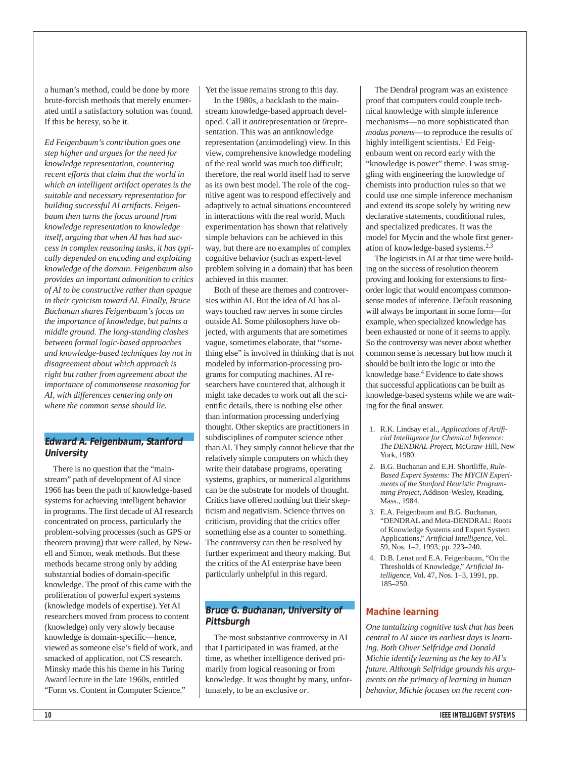a human's method, could be done by more brute-forcish methods that merely enumerated until a satisfactory solution was found. If this be heresy, so be it.

*Ed Feigenbaum's contribution goes one step higher and argues for the need for knowledge representation, countering recent efforts that claim that the world in which an intelligent artifact operates is the suitable and necessary representation for building successful AI artifacts. Feigenbaum then turns the focus around from knowledge representation to knowledge itself, arguing that when AI has had success in complex reasoning tasks, it has typically depended on encoding and exploiting knowledge of the domain. Feigenbaum also provides an important admonition to critics of AI to be constructive rather than opaque in their cynicism toward AI. Finally, Bruce Buchanan shares Feigenbaum's focus on the importance of knowledge, but paints a middle ground. The long-standing clashes between formal logic-based approaches and knowledge-based techniques lay not in disagreement about which approach is right but rather from agreement about the importance of commonsense reasoning for AI, with differences centering only on where the common sense should lie.*

### Edward A. Feigenbaum, Stanford University

There is no question that the "mainstream" path of development of AI since 1966 has been the path of knowledge-based systems for achieving intelligent behavior in programs. The first decade of AI research concentrated on process, particularly the problem-solving processes (such as GPS or theorem proving) that were called, by Newell and Simon, weak methods. But these methods became strong only by adding substantial bodies of domain-specific knowledge. The proof of this came with the proliferation of powerful expert systems (knowledge models of expertise). Yet AI researchers moved from process to content (knowledge) only very slowly because knowledge is domain-specific—hence, viewed as someone else's field of work, and smacked of application, not CS research. Minsky made this his theme in his Turing Award lecture in the late 1960s, entitled "Form vs. Content in Computer Science." Yet the issue remains strong to this day.

In the 1980s, a backlash to the mainstream knowledge-based approach developed. Call it *anti*representation or *0*representation. This was an antiknowledge representation (antimodeling) view. In this view, comprehensive knowledge modeling of the real world was much too difficult; therefore, the real world itself had to serve as its own best model. The role of the cognitive agent was to respond effectively and adaptively to actual situations encountered in interactions with the real world. Much experimentation has shown that relatively simple behaviors can be achieved in this way, but there are no examples of complex cognitive behavior (such as expert-level problem solving in a domain) that has been achieved in this manner.

Both of these are themes and controversies within AI. But the idea of AI has always touched raw nerves in some circles outside AI. Some philosophers have objected, with arguments that are sometimes vague, sometimes elaborate, that "something else" is involved in thinking that is not modeled by information-processing programs for computing machines. AI researchers have countered that, although it might take decades to work out all the scientific details, there is nothing else other than information processing underlying thought. Other skeptics are practitioners in subdisciplines of computer science other than AI. They simply cannot believe that the relatively simple computers on which they write their database programs, operating systems, graphics, or numerical algorithms can be the substrate for models of thought. Critics have offered nothing but their skepticism and negativism. Science thrives on criticism, providing that the critics offer something else as a counter to something. The controversy can then be resolved by further experiment and theory making. But the critics of the AI enterprise have been particularly unhelpful in this regard.

### Bruce G. Buchanan, University of Pittsburgh

The most substantive controversy in AI that I participated in was framed, at the time, as whether intelligence derived primarily from logical reasoning or from knowledge. It was thought by many, unfortunately, to be an exclusive *or*.

The Dendral program was an existence proof that computers could couple technical knowledge with simple inference mechanisms—no more sophisticated than *modus ponens*—to reproduce the results of highly intelligent scientists.[1] Ed Feigenbaum went on record early with the "knowledge is power" theme. I was struggling with engineering the knowledge of chemists into production rules so that we could use one simple inference mechanism and extend its scope solely by writing new declarative statements, conditional rules, and specialized predicates. It was the model for Mycin and the whole first generation of knowledge-based systems.[2,3]

The logicists in AI at that time were building on the success of resolution theorem proving and looking for extensions to first-order logic that would encompass commonsense modes of inference. Default reasoning will always be important in some form—for example, when specialized knowledge has been exhausted or none of it seems to apply. So the controversy was never about whether common sense is necessary but how much it should be built into the logic or into the knowledge base.[4] Evidence to date shows that successful applications can be built as knowledge-based systems while we are waiting for the final answer.

1. R.K. Lindsay et al., *Applications of Artificial Intelligence for Chemical Inference: The DENDRAL Project*, McGraw-Hill, New York, 1980.
2. B.G. Buchanan and E.H. Shortliffe, *Rule-Based Expert Systems: The MYCIN Experiments of the Stanford Heuristic Programming Project*, Addison-Wesley, Reading, Mass., 1984.
3. E.A. Feigenbaum and B.G. Buchanan, "DENDRAL and Meta-DENDRAL: Roots of Knowledge Systems and Expert System Applications," *Artificial Intelligence*, Vol. 59, Nos. 1–2, 1993, pp. 223–240.
4. D.B. Lenat and E.A. Feigenbaum, "On the Thresholds of Knowledge," *Artificial Intelligence*, Vol. 47, Nos. 1–3, 1991, pp. 185–250.

## Machine learning

*One tantalizing cognitive task that has been central to AI since its earliest days is learning. Both Oliver Selfridge and Donald Michie identify learning as the key to AI's future. Although Selfridge grounds his arguments on the primacy of learning in human behavior, Michie focuses on the recent con-*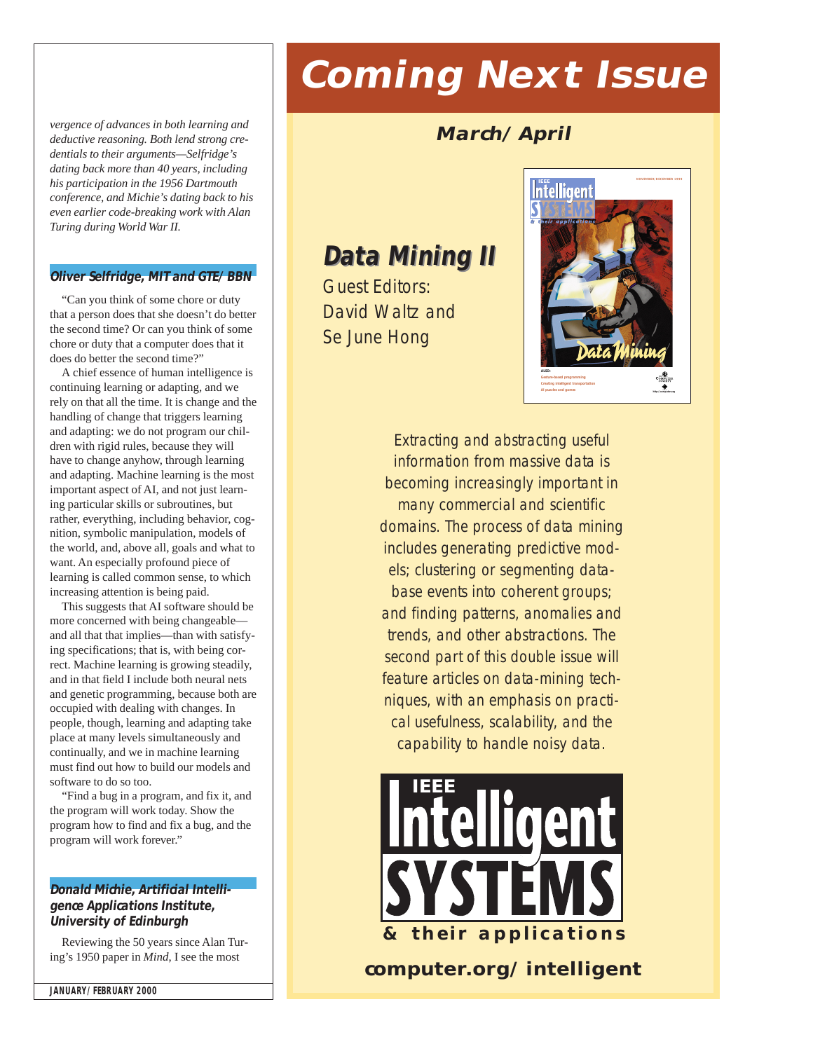*vergence of advances in both learning and deductive reasoning. Both lend strong credentials to their arguments—Selfridge's dating back more than 40 years, including his participation in the 1956 Dartmouth conference, and Michie's dating back to his even earlier code-breaking work with Alan Turing during World War II.*

### Oliver Selfridge, MIT and GTE/BBN

"Can you think of some chore or duty that a person does that she doesn't do better the second time? Or can you think of some chore or duty that a computer does that it does do better the second time?"

A chief essence of human intelligence is continuing learning or adapting, and we rely on that all the time. It is change and the handling of change that triggers learning and adapting: we do not program our children with rigid rules, because they will have to change anyhow, through learning and adapting. Machine learning is the most important aspect of AI, and not just learning particular skills or subroutines, but rather, everything, including behavior, cognition, symbolic manipulation, models of the world, and, above all, goals and what to want. An especially profound piece of learning is called common sense, to which increasing attention is being paid.

This suggests that AI software should be more concerned with being changeable—and all that that implies—than with satisfying specifications; that is, with being correct. Machine learning is growing steadily, and in that field I include both neural nets and genetic programming, because both are occupied with dealing with changes. In people, though, learning and adapting take place at many levels simultaneously and continually, and we in machine learning must find out how to build our models and software to do so too.

"Find a bug in a program, and fix it, and the program will work today. Show the program how to find and fix a bug, and the program will work forever."

### Donald Michie, Artificial Intelligence Applications Institute, University of Edinburgh

Reviewing the 50 years since Alan Turing's 1950 paper in *Mind*, I see the most

# Coming Next Issue

## March/April

## Data Mining II

Guest Editors:
David Waltz and
Se June Hong

Extracting and abstracting useful information from massive data is becoming increasingly important in many commercial and scientific domains. The process of data mining includes generating predictive models; clustering or segmenting database events into coherent groups; and finding patterns, anomalies and trends, and other abstractions. The second part of this double issue will feature articles on data-mining techniques, with an emphasis on practical usefulness, scalability, and the capability to handle noisy data.

IEEE Intelligent SYSTEMS & their applications

**computer.org/intelligent**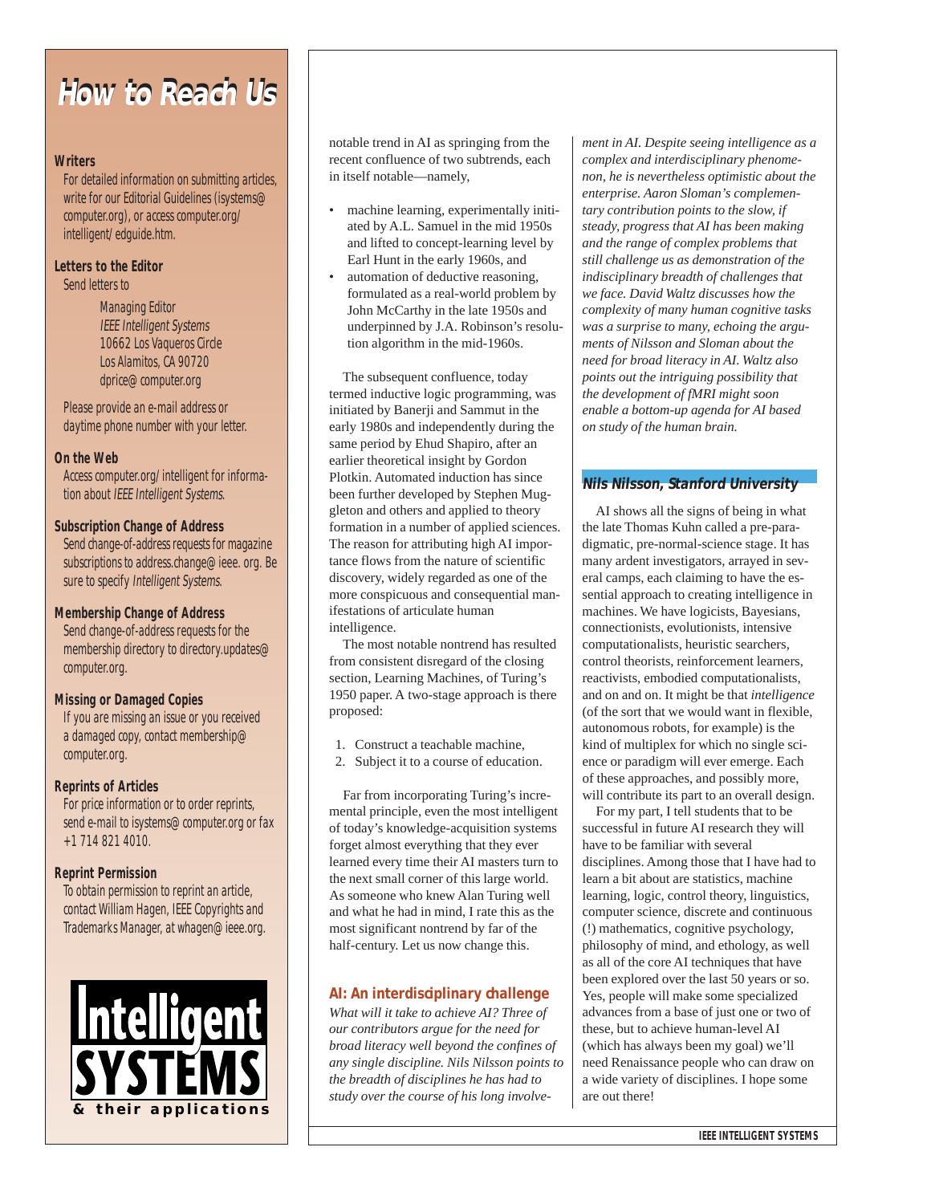# How to Reach Us

**Writers**

For detailed information on submitting articles, write for our Editorial Guidelines (isystems@computer.org), or access computer.org/intelligent/edguide.htm.

**Letters to the Editor**

Send letters to

Managing Editor
*IEEE Intelligent Systems*
10662 Los Vaqueros Circle
Los Alamitos, CA 90720
dprice@computer.org

Please provide an e-mail address or daytime phone number with your letter.

**On the Web**

Access computer.org/intelligent for information about *IEEE Intelligent Systems*.

**Subscription Change of Address**

Send change-of-address requests for magazine subscriptions to address.change@ieee.org. Be sure to specify *Intelligent Systems*.

**Membership Change of Address**

Send change-of-address requests for the membership directory to directory.updates@computer.org.

**Missing or Damaged Copies**

If you are missing an issue or you received a damaged copy, contact membership@computer.org.

**Reprints of Articles**

For price information or to order reprints, send e-mail to isystems@computer.org or fax +1 714 821 4010.

**Reprint Permission**

To obtain permission to reprint an article, contact William Hagen, IEEE Copyrights and Trademarks Manager, at whagen@ieee.org.

Intelligent SYSTEMS & their applications

---

notable trend in AI as springing from the recent confluence of two subtrends, each in itself notable—namely,

- machine learning, experimentally initiated by A.L. Samuel in the mid 1950s and lifted to concept-learning level by Earl Hunt in the early 1960s, and
- automation of deductive reasoning, formulated as a real-world problem by John McCarthy in the late 1950s and underpinned by J.A. Robinson's resolution algorithm in the mid-1960s.

The subsequent confluence, today termed inductive logic programming, was initiated by Banerji and Sammut in the early 1980s and independently during the same period by Ehud Shapiro, after an earlier theoretical insight by Gordon Plotkin. Automated induction has since been further developed by Stephen Muggleton and others and applied to theory formation in a number of applied sciences. The reason for attributing high AI importance flows from the nature of scientific discovery, widely regarded as one of the more conspicuous and consequential manifestations of articulate human intelligence.

The most notable nontrend has resulted from consistent disregard of the closing section, Learning Machines, of Turing's 1950 paper. A two-stage approach is there proposed:

1. Construct a teachable machine,
2. Subject it to a course of education.

Far from incorporating Turing's incremental principle, even the most intelligent of today's knowledge-acquisition systems forget almost everything that they ever learned every time their AI masters turn to the next small corner of this large world. As someone who knew Alan Turing well and what he had in mind, I rate this as the most significant nontrend by far of the half-century. Let us now change this.

## AI: An interdisciplinary challenge

*What will it take to achieve AI? Three of our contributors argue for the need for broad literacy well beyond the confines of any single discipline. Nils Nilsson points to the breadth of disciplines he has had to study over the course of his long involvement in AI. Despite seeing intelligence as a complex and interdisciplinary phenomenon, he is nevertheless optimistic about the enterprise. Aaron Sloman's complementary contribution points to the slow, if steady, progress that AI has been making and the range of complex problems that still challenge us as demonstration of the indisciplinary breadth of challenges that we face. David Waltz discusses how the complexity of many human cognitive tasks was a surprise to many, echoing the arguments of Nilsson and Sloman about the need for broad literacy in AI. Waltz also points out the intriguing possibility that the development of fMRI might soon enable a bottom-up agenda for AI based on study of the human brain.*

### Nils Nilsson, Stanford University

AI shows all the signs of being in what the late Thomas Kuhn called a pre-paradigmatic, pre-normal-science stage. It has many ardent investigators, arrayed in several camps, each claiming to have the essential approach to creating intelligence in machines. We have logicists, Bayesians, connectionists, evolutionists, intensive computationalists, heuristic searchers, control theorists, reinforcement learners, reactivists, embodied computationalists, and on and on. It might be that *intelligence* (of the sort that we would want in flexible, autonomous robots, for example) is the kind of multiplex for which no single science or paradigm will ever emerge. Each of these approaches, and possibly more, will contribute its part to an overall design.

For my part, I tell students that to be successful in future AI research they will have to be familiar with several disciplines. Among those that I have had to learn a bit about are statistics, machine learning, logic, control theory, linguistics, computer science, discrete and continuous (!) mathematics, cognitive psychology, philosophy of mind, and ethology, as well as all of the core AI techniques that have been explored over the last 50 years or so. Yes, people will make some specialized advances from a base of just one or two of these, but to achieve human-level AI (which has always been my goal) we'll need Renaissance people who can draw on a wide variety of disciplines. I hope some are out there!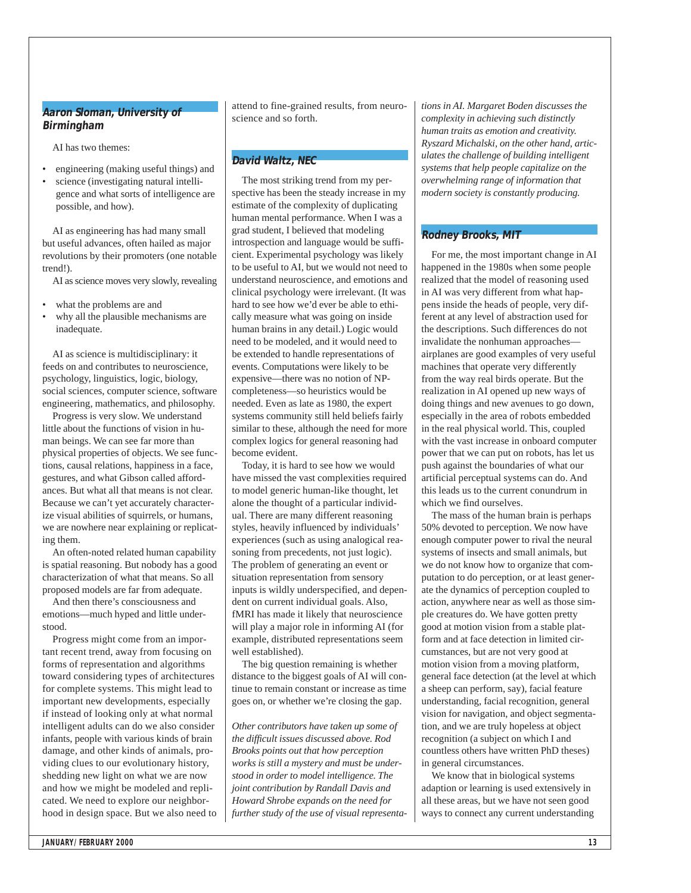### Aaron Sloman, University of Birmingham

AI has two themes:

- engineering (making useful things) and
- science (investigating natural intelligence and what sorts of intelligence are possible, and how).

AI as engineering has had many small but useful advances, often hailed as major revolutions by their promoters (one notable trend!).

AI as science moves very slowly, revealing

- what the problems are and
- why all the plausible mechanisms are inadequate.

AI as science is multidisciplinary: it feeds on and contributes to neuroscience, psychology, linguistics, logic, biology, social sciences, computer science, software engineering, mathematics, and philosophy.

Progress is very slow. We understand little about the functions of vision in human beings. We can see far more than physical properties of objects. We see functions, causal relations, happiness in a face, gestures, and what Gibson called affordances. But what all that means is not clear. Because we can't yet accurately characterize visual abilities of squirrels, or humans, we are nowhere near explaining or replicating them.

An often-noted related human capability is spatial reasoning. But nobody has a good characterization of what that means. So all proposed models are far from adequate.

And then there's consciousness and emotions—much hyped and little understood.

Progress might come from an important recent trend, away from focusing on forms of representation and algorithms toward considering types of architectures for complete systems. This might lead to important new developments, especially if instead of looking only at what normal intelligent adults can do we also consider infants, people with various kinds of brain damage, and other kinds of animals, providing clues to our evolutionary history, shedding new light on what we are now and how we might be modeled and replicated. We need to explore our neighborhood in design space. But we also need to attend to fine-grained results, from neuroscience and so forth.

### David Waltz, NEC

The most striking trend from my perspective has been the steady increase in my estimate of the complexity of duplicating human mental performance. When I was a grad student, I believed that modeling introspection and language would be sufficient. Experimental psychology was likely to be useful to AI, but we would not need to understand neuroscience, and emotions and clinical psychology were irrelevant. (It was hard to see how we'd ever be able to ethically measure what was going on inside human brains in any detail.) Logic would need to be modeled, and it would need to be extended to handle representations of events. Computations were likely to be expensive—there was no notion of NP-completeness—so heuristics would be needed. Even as late as 1980, the expert systems community still held beliefs fairly similar to these, although the need for more complex logics for general reasoning had become evident.

Today, it is hard to see how we would have missed the vast complexities required to model generic human-like thought, let alone the thought of a particular individual. There are many different reasoning styles, heavily influenced by individuals' experiences (such as using analogical reasoning from precedents, not just logic). The problem of generating an event or situation representation from sensory inputs is wildly underspecified, and dependent on current individual goals. Also, fMRI has made it likely that neuroscience will play a major role in informing AI (for example, distributed representations seem well established).

The big question remaining is whether distance to the biggest goals of AI will continue to remain constant or increase as time goes on, or whether we're closing the gap.

*Other contributors have taken up some of the difficult issues discussed above. Rod Brooks points out that how perception works is still a mystery and must be understood in order to model intelligence. The joint contribution by Randall Davis and Howard Shrobe expands on the need for further study of the use of visual representations in AI. Margaret Boden discusses the complexity in achieving such distinctly human traits as emotion and creativity. Ryszard Michalski, on the other hand, articulates the challenge of building intelligent systems that help people capitalize on the overwhelming range of information that modern society is constantly producing.*

### Rodney Brooks, MIT

For me, the most important change in AI happened in the 1980s when some people realized that the model of reasoning used in AI was very different from what happens inside the heads of people, very different at any level of abstraction used for the descriptions. Such differences do not invalidate the nonhuman approaches—airplanes are good examples of very useful machines that operate very differently from the way real birds operate. But the realization in AI opened up new ways of doing things and new avenues to go down, especially in the area of robots embedded in the real physical world. This, coupled with the vast increase in onboard computer power that we can put on robots, has let us push against the boundaries of what our artificial perceptual systems can do. And this leads us to the current conundrum in which we find ourselves.

The mass of the human brain is perhaps 50% devoted to perception. We now have enough computer power to rival the neural systems of insects and small animals, but we do not know how to organize that computation to do perception, or at least generate the dynamics of perception coupled to action, anywhere near as well as those simple creatures do. We have gotten pretty good at motion vision from a stable platform and at face detection in limited circumstances, but are not very good at motion vision from a moving platform, general face detection (at the level at which a sheep can perform, say), facial feature understanding, facial recognition, general vision for navigation, and object segmentation, and we are truly hopeless at object recognition (a subject on which I and countless others have written PhD theses) in general circumstances.

We know that in biological systems adaption or learning is used extensively in all these areas, but we have not seen good ways to connect any current understanding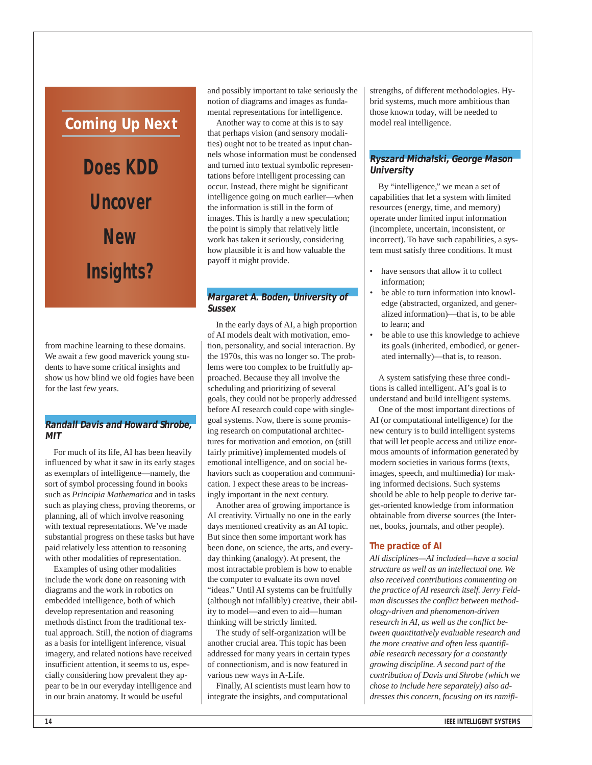## Coming Up Next

## Does KDD Uncover New Insights?

from machine learning to these domains. We await a few good maverick young students to have some critical insights and show us how blind we old fogies have been for the last few years.

### *Randall Davis and Howard Shrobe, MIT*

For much of its life, AI has been heavily influenced by what it saw in its early stages as exemplars of intelligence—namely, the sort of symbol processing found in books such as *Principia Mathematica* and in tasks such as playing chess, proving theorems, or planning, all of which involve reasoning with textual representations. We've made substantial progress on these tasks but have paid relatively less attention to reasoning with other modalities of representation.

Examples of using other modalities include the work done on reasoning with diagrams and the work in robotics on embedded intelligence, both of which develop representation and reasoning methods distinct from the traditional textual approach. Still, the notion of diagrams as a basis for intelligent inference, visual imagery, and related notions have received insufficient attention, it seems to us, especially considering how prevalent they appear to be in our everyday intelligence and in our brain anatomy. It would be useful and possibly important to take seriously the notion of diagrams and images as fundamental representations for intelligence.

Another way to come at this is to say that perhaps vision (and sensory modalities) ought not to be treated as input channels whose information must be condensed and turned into textual symbolic representations before intelligent processing can occur. Instead, there might be significant intelligence going on much earlier—when the information is still in the form of images. This is hardly a new speculation; the point is simply that relatively little work has taken it seriously, considering how plausible it is and how valuable the payoff it might provide.

### *Margaret A. Boden, University of Sussex*

In the early days of AI, a high proportion of AI models dealt with motivation, emotion, personality, and social interaction. By the 1970s, this was no longer so. The problems were too complex to be fruitfully approached. Because they all involve the scheduling and prioritizing of several goals, they could not be properly addressed before AI research could cope with single-goal systems. Now, there is some promising research on computational architectures for motivation and emotion, on (still fairly primitive) implemented models of emotional intelligence, and on social behaviors such as cooperation and communication. I expect these areas to be increasingly important in the next century.

Another area of growing importance is AI creativity. Virtually no one in the early days mentioned creativity as an AI topic. But since then some important work has been done, on science, the arts, and everyday thinking (analogy). At present, the most intractable problem is how to enable the computer to evaluate its own novel "ideas." Until AI systems can be fruitfully (although not infallibly) creative, their ability to model—and even to aid—human thinking will be strictly limited.

The study of self-organization will be another crucial area. This topic has been addressed for many years in certain types of connectionism, and is now featured in various new ways in A-Life.

Finally, AI scientists must learn how to integrate the insights, and computational strengths, of different methodologies. Hybrid systems, much more ambitious than those known today, will be needed to model real intelligence.

### *Ryszard Michalski, George Mason University*

By "intelligence," we mean a set of capabilities that let a system with limited resources (energy, time, and memory) operate under limited input information (incomplete, uncertain, inconsistent, or incorrect). To have such capabilities, a system must satisfy three conditions. It must

- have sensors that allow it to collect information;
- be able to turn information into knowledge (abstracted, organized, and generalized information)—that is, to be able to learn; and
- be able to use this knowledge to achieve its goals (inherited, embodied, or generated internally)—that is, to reason.

A system satisfying these three conditions is called intelligent. AI's goal is to understand and build intelligent systems.

One of the most important directions of AI (or computational intelligence) for the new century is to build intelligent systems that will let people access and utilize enormous amounts of information generated by modern societies in various forms (texts, images, speech, and multimedia) for making informed decisions. Such systems should be able to help people to derive target-oriented knowledge from information obtainable from diverse sources (the Internet, books, journals, and other people).

### The practice of AI

*All disciplines—AI included—have a social structure as well as an intellectual one. We also received contributions commenting on the practice of AI research itself. Jerry Feldman discusses the conflict between methodology-driven and phenomenon-driven research in AI, as well as the conflict between quantitatively evaluable research and the more creative and often less quantifiable research necessary for a constantly growing discipline. A second part of the contribution of Davis and Shrobe (which we chose to include here separately) also addresses this concern, focusing on its ramifi-*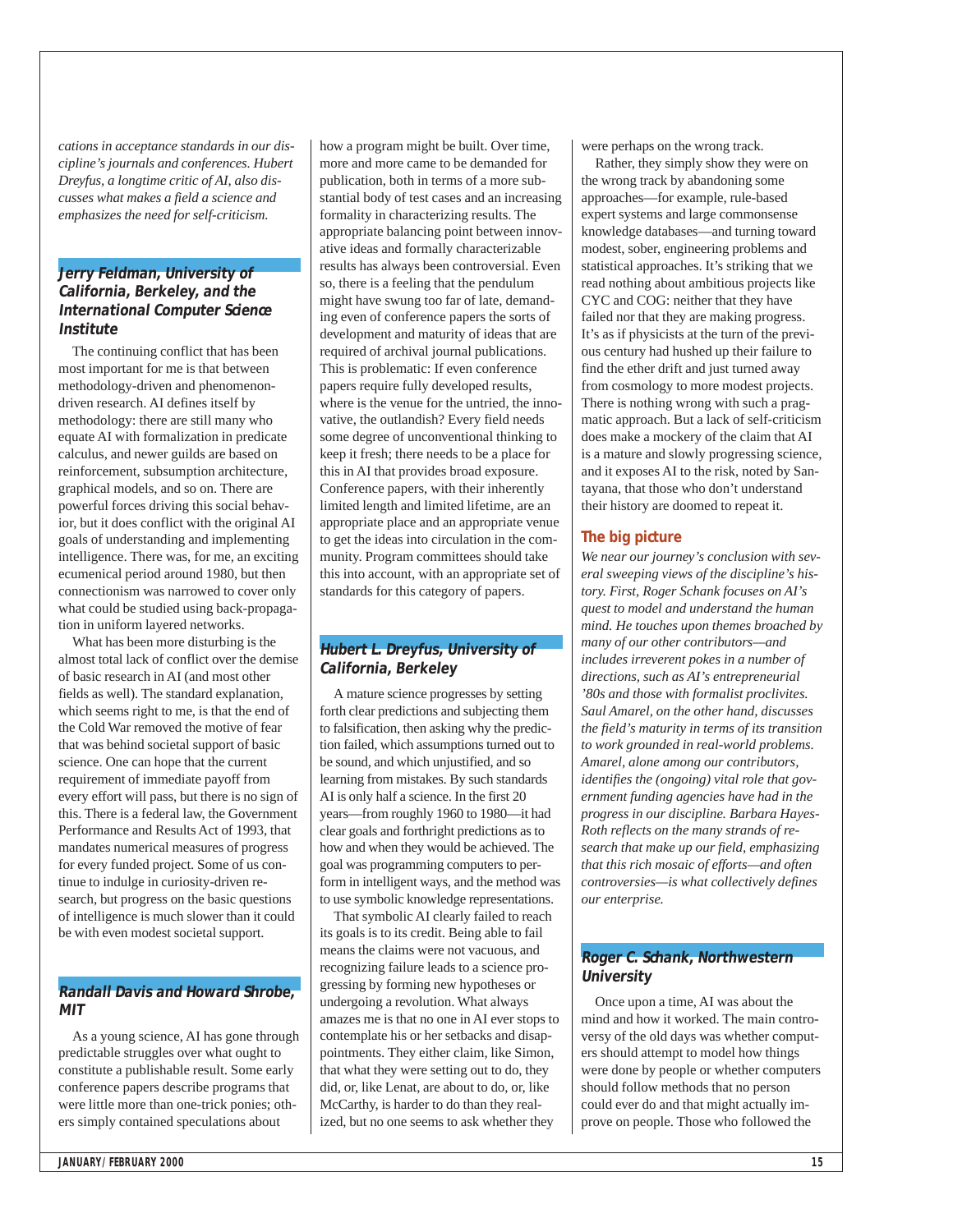*cations in acceptance standards in our discipline's journals and conferences. Hubert Dreyfus, a longtime critic of AI, also discusses what makes a field a science and emphasizes the need for self-criticism.*

### Jerry Feldman, University of California, Berkeley, and the International Computer Science Institute

The continuing conflict that has been most important for me is that between methodology-driven and phenomenon-driven research. AI defines itself by methodology: there are still many who equate AI with formalization in predicate calculus, and newer guilds are based on reinforcement, subsumption architecture, graphical models, and so on. There are powerful forces driving this social behavior, but it does conflict with the original AI goals of understanding and implementing intelligence. There was, for me, an exciting ecumenical period around 1980, but then connectionism was narrowed to cover only what could be studied using back-propagation in uniform layered networks.

What has been more disturbing is the almost total lack of conflict over the demise of basic research in AI (and most other fields as well). The standard explanation, which seems right to me, is that the end of the Cold War removed the motive of fear that was behind societal support of basic science. One can hope that the current requirement of immediate payoff from every effort will pass, but there is no sign of this. There is a federal law, the Government Performance and Results Act of 1993, that mandates numerical measures of progress for every funded project. Some of us continue to indulge in curiosity-driven research, but progress on the basic questions of intelligence is much slower than it could be with even modest societal support.

### Randall Davis and Howard Shrobe, MIT

As a young science, AI has gone through predictable struggles over what ought to constitute a publishable result. Some early conference papers describe programs that were little more than one-trick ponies; others simply contained speculations about how a program might be built. Over time, more and more came to be demanded for publication, both in terms of a more substantial body of test cases and an increasing formality in characterizing results. The appropriate balancing point between innovative ideas and formally characterizable results has always been controversial. Even so, there is a feeling that the pendulum might have swung too far of late, demanding even of conference papers the sorts of development and maturity of ideas that are required of archival journal publications. This is problematic: If even conference papers require fully developed results, where is the venue for the untried, the innovative, the outlandish? Every field needs some degree of unconventional thinking to keep it fresh; there needs to be a place for this in AI that provides broad exposure. Conference papers, with their inherently limited length and limited lifetime, are an appropriate place and an appropriate venue to get the ideas into circulation in the community. Program committees should take this into account, with an appropriate set of standards for this category of papers.

### Hubert L. Dreyfus, University of California, Berkeley

A mature science progresses by setting forth clear predictions and subjecting them to falsification, then asking why the prediction failed, which assumptions turned out to be sound, and which unjustified, and so learning from mistakes. By such standards AI is only half a science. In the first 20 years—from roughly 1960 to 1980—it had clear goals and forthright predictions as to how and when they would be achieved. The goal was programming computers to perform in intelligent ways, and the method was to use symbolic knowledge representations.

That symbolic AI clearly failed to reach its goals is to its credit. Being able to fail means the claims were not vacuous, and recognizing failure leads to a science progressing by forming new hypotheses or undergoing a revolution. What always amazes me is that no one in AI ever stops to contemplate his or her setbacks and disappointments. They either claim, like Simon, that what they were setting out to do, they did, or, like Lenat, are about to do, or, like McCarthy, is harder to do than they realized, but no one seems to ask whether they were perhaps on the wrong track.

Rather, they simply show they were on the wrong track by abandoning some approaches—for example, rule-based expert systems and large commonsense knowledge databases—and turning toward modest, sober, engineering problems and statistical approaches. It's striking that we read nothing about ambitious projects like CYC and COG: neither that they have failed nor that they are making progress. It's as if physicists at the turn of the previous century had hushed up their failure to find the ether drift and just turned away from cosmology to more modest projects. There is nothing wrong with such a pragmatic approach. But a lack of self-criticism does make a mockery of the claim that AI is a mature and slowly progressing science, and it exposes AI to the risk, noted by Santayana, that those who don't understand their history are doomed to repeat it.

## The big picture

*We near our journey's conclusion with several sweeping views of the discipline's history. First, Roger Schank focuses on AI's quest to model and understand the human mind. He touches upon themes broached by many of our other contributors—and includes irreverent pokes in a number of directions, such as AI's entrepreneurial '80s and those with formalist proclivites. Saul Amarel, on the other hand, discusses the field's maturity in terms of its transition to work grounded in real-world problems. Amarel, alone among our contributors, identifies the (ongoing) vital role that government funding agencies have had in the progress in our discipline. Barbara Hayes-Roth reflects on the many strands of research that make up our field, emphasizing that this rich mosaic of efforts—and often controversies—is what collectively defines our enterprise.*

### Roger C. Schank, Northwestern University

Once upon a time, AI was about the mind and how it worked. The main controversy of the old days was whether computers should attempt to model how things were done by people or whether computers should follow methods that no person could ever do and that might actually improve on people. Those who followed the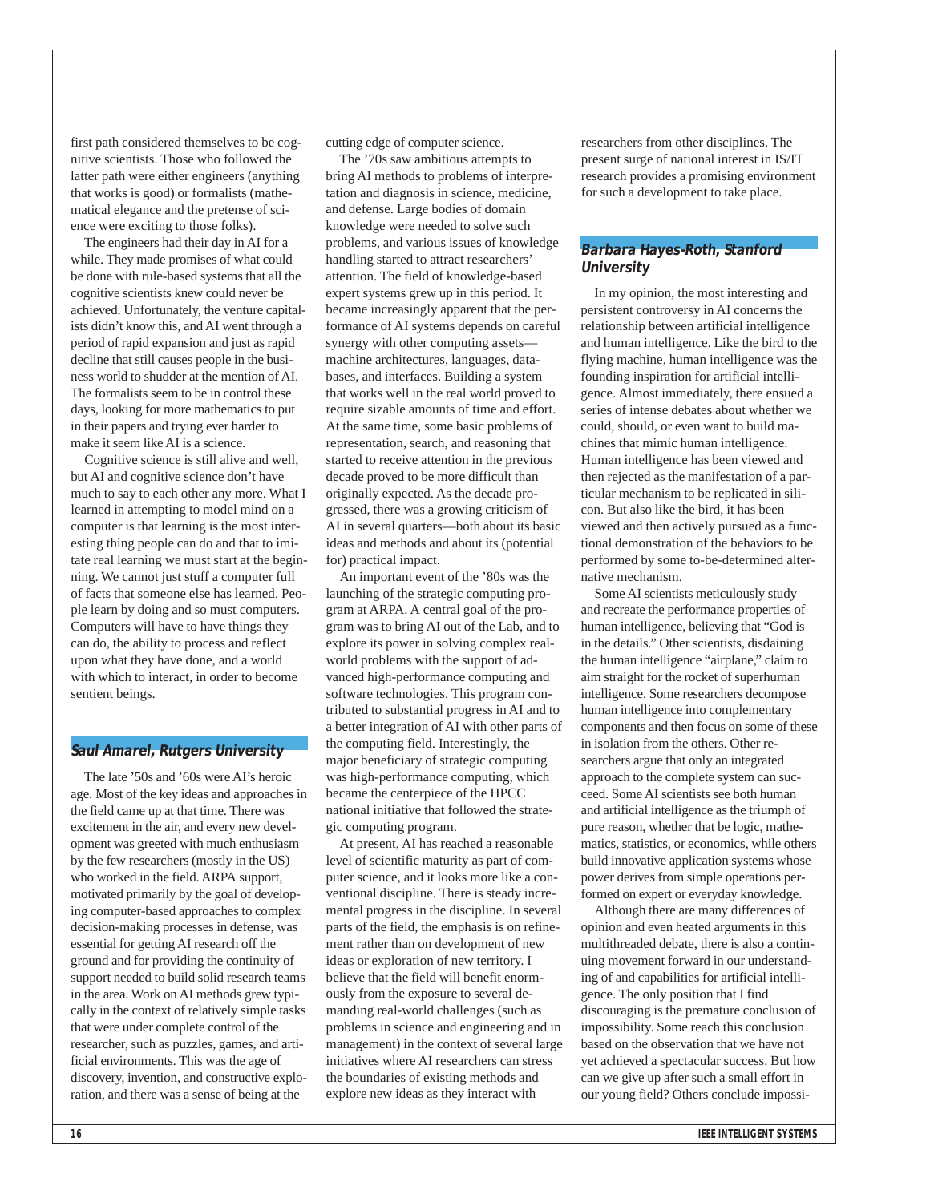first path considered themselves to be cognitive scientists. Those who followed the latter path were either engineers (anything that works is good) or formalists (mathematical elegance and the pretense of science were exciting to those folks).

The engineers had their day in AI for a while. They made promises of what could be done with rule-based systems that all the cognitive scientists knew could never be achieved. Unfortunately, the venture capitalists didn't know this, and AI went through a period of rapid expansion and just as rapid decline that still causes people in the business world to shudder at the mention of AI. The formalists seem to be in control these days, looking for more mathematics to put in their papers and trying ever harder to make it seem like AI is a science.

Cognitive science is still alive and well, but AI and cognitive science don't have much to say to each other any more. What I learned in attempting to model mind on a computer is that learning is the most interesting thing people can do and that to imitate real learning we must start at the beginning. We cannot just stuff a computer full of facts that someone else has learned. People learn by doing and so must computers. Computers will have to have things they can do, the ability to process and reflect upon what they have done, and a world with which to interact, in order to become sentient beings.

## Saul Amarel, Rutgers University

The late '50s and '60s were AI's heroic age. Most of the key ideas and approaches in the field came up at that time. There was excitement in the air, and every new development was greeted with much enthusiasm by the few researchers (mostly in the US) who worked in the field. ARPA support, motivated primarily by the goal of developing computer-based approaches to complex decision-making processes in defense, was essential for getting AI research off the ground and for providing the continuity of support needed to build solid research teams in the area. Work on AI methods grew typically in the context of relatively simple tasks that were under complete control of the researcher, such as puzzles, games, and artificial environments. This was the age of discovery, invention, and constructive exploration, and there was a sense of being at the cutting edge of computer science.

The '70s saw ambitious attempts to bring AI methods to problems of interpretation and diagnosis in science, medicine, and defense. Large bodies of domain knowledge were needed to solve such problems, and various issues of knowledge handling started to attract researchers' attention. The field of knowledge-based expert systems grew up in this period. It became increasingly apparent that the performance of AI systems depends on careful synergy with other computing assets—machine architectures, languages, databases, and interfaces. Building a system that works well in the real world proved to require sizable amounts of time and effort. At the same time, some basic problems of representation, search, and reasoning that started to receive attention in the previous decade proved to be more difficult than originally expected. As the decade progressed, there was a growing criticism of AI in several quarters—both about its basic ideas and methods and about its (potential for) practical impact.

An important event of the '80s was the launching of the strategic computing program at ARPA. A central goal of the program was to bring AI out of the Lab, and to explore its power in solving complex real-world problems with the support of advanced high-performance computing and software technologies. This program contributed to substantial progress in AI and to a better integration of AI with other parts of the computing field. Interestingly, the major beneficiary of strategic computing was high-performance computing, which became the centerpiece of the HPCC national initiative that followed the strategic computing program.

At present, AI has reached a reasonable level of scientific maturity as part of computer science, and it looks more like a conventional discipline. There is steady incremental progress in the discipline. In several parts of the field, the emphasis is on refinement rather than on development of new ideas or exploration of new territory. I believe that the field will benefit enormously from the exposure to several demanding real-world challenges (such as problems in science and engineering and in management) in the context of several large initiatives where AI researchers can stress the boundaries of existing methods and explore new ideas as they interact with researchers from other disciplines. The present surge of national interest in IS/IT research provides a promising environment for such a development to take place.

## Barbara Hayes-Roth, Stanford University

In my opinion, the most interesting and persistent controversy in AI concerns the relationship between artificial intelligence and human intelligence. Like the bird to the flying machine, human intelligence was the founding inspiration for artificial intelligence. Almost immediately, there ensued a series of intense debates about whether we could, should, or even want to build machines that mimic human intelligence. Human intelligence has been viewed and then rejected as the manifestation of a particular mechanism to be replicated in silicon. But also like the bird, it has been viewed and then actively pursued as a functional demonstration of the behaviors to be performed by some to-be-determined alternative mechanism.

Some AI scientists meticulously study and recreate the performance properties of human intelligence, believing that "God is in the details." Other scientists, disdaining the human intelligence "airplane," claim to aim straight for the rocket of superhuman intelligence. Some researchers decompose human intelligence into complementary components and then focus on some of these in isolation from the others. Other researchers argue that only an integrated approach to the complete system can succeed. Some AI scientists see both human and artificial intelligence as the triumph of pure reason, whether that be logic, mathematics, statistics, or economics, while others build innovative application systems whose power derives from simple operations performed on expert or everyday knowledge.

Although there are many differences of opinion and even heated arguments in this multithreaded debate, there is also a continuing movement forward in our understanding of and capabilities for artificial intelligence. The only position that I find discouraging is the premature conclusion of impossibility. Some reach this conclusion based on the observation that we have not yet achieved a spectacular success. But how can we give up after such a small effort in our young field? Others conclude impossi-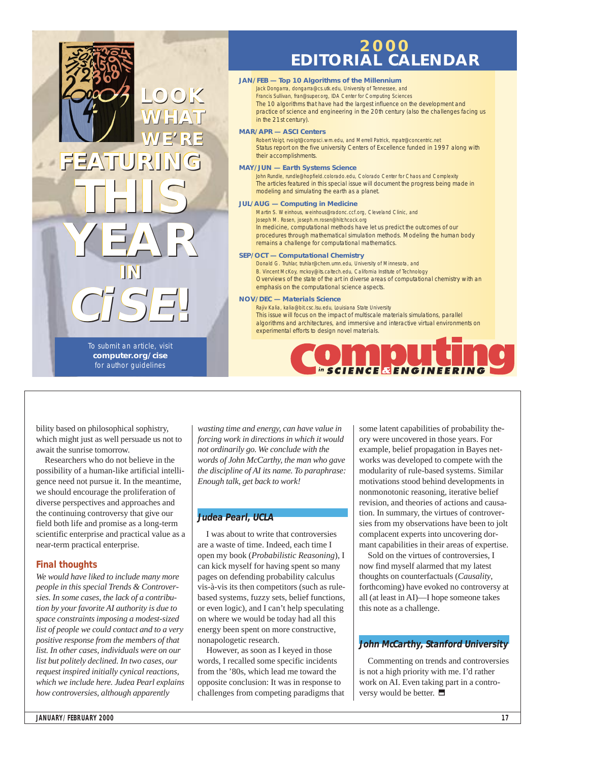# LOOK WHAT WE'RE FEATURING THIS YEAR IN CiSE!

To submit an article, visit **computer.org/cise** for author guidelines

## 2000 EDITORIAL CALENDAR

**JAN/FEB — Top 10 Algorithms of the Millennium**
Jack Dongarra, dongarra@cs.utk.edu, University of Tennessee, and
Francis Sullivan, fran@super.org, IDA Center for Computing Sciences
The 10 algorithms that have had the largest influence on the development and practice of science and engineering in the 20th century (also the challenges facing us in the 21st century).

**MAR/APR — ASCI Centers**
Robert Voigt, rvoigt@compsci.wm.edu, and Merrell Patrick, mpatr@concentric.net
Status report on the five university Centers of Excellence funded in 1997 along with their accomplishments.

**MAY/JUN — Earth Systems Science**
John Rundle, rundle@hopfield.colorado.edu, Colorado Center for Chaos and Complexity
The articles featured in this special issue will document the progress being made in modeling and simulating the earth as a planet.

**JUL/AUG — Computing in Medicine**
Martin S. Weinhous, weinhous@radonc.ccf.org, Cleveland Clinic, and
Joseph M. Rosen, joseph.m.rosen@hitchcock.org
In medicine, computational methods have let us predict the outcomes of our procedures through mathematical simulation methods. Modeling the human body remains a challenge for computational mathematics.

**SEP/OCT — Computational Chemistry**
Donald G. Truhlar, truhlar@chem.umn.edu, University of Minnesota, and
B. Vincent McKoy, mckoy@its.caltech.edu, California Institute of Technology
Overviews of the state of the art in diverse areas of computational chemistry with an emphasis on the computational science aspects.

**NOV/DEC — Materials Science**
Rajiv Kalia, kalia@bit.csc.lsu.edu, Louisiana State University
This issue will focus on the impact of multiscale materials simulations, parallel algorithms and architectures, and immersive and interactive virtual environments on experimental efforts to design novel materials.

Computing in SCIENCE & ENGINEERING

---

bility based on philosophical sophistry, which might just as well persuade us not to await the sunrise tomorrow.

Researchers who do not believe in the possibility of a human-like artificial intelligence need not pursue it. In the meantime, we should encourage the proliferation of diverse perspectives and approaches and the continuing controversy that give our field both life and promise as a long-term scientific enterprise and practical value as a near-term practical enterprise.

### Final thoughts

*We would have liked to include many more people in this special Trends & Controversies. In some cases, the lack of a contribution by your favorite AI authority is due to space constraints imposing a modest-sized list of people we could contact and to a very positive response from the members of that list. In other cases, individuals were on our list but politely declined. In two cases, our request inspired initially cynical reactions, which we include here. Judea Pearl explains how controversies, although apparently wasting time and energy, can have value in forcing work in directions in which it would not ordinarily go. We conclude with the words of John McCarthy, the man who gave the discipline of AI its name. To paraphrase: Enough talk, get back to work!*

### Judea Pearl, UCLA

I was about to write that controversies are a waste of time. Indeed, each time I open my book (*Probabilistic Reasoning*), I can kick myself for having spent so many pages on defending probability calculus vis-à-vis its then competitors (such as rule-based systems, fuzzy sets, belief functions, or even logic), and I can't help speculating on where we would be today had all this energy been spent on more constructive, nonapologetic research.

However, as soon as I keyed in those words, I recalled some specific incidents from the '80s, which led me toward the opposite conclusion: It was in response to challenges from competing paradigms that some latent capabilities of probability theory were uncovered in those years. For example, belief propagation in Bayes networks was developed to compete with the modularity of rule-based systems. Similar motivations stood behind developments in nonmonotonic reasoning, iterative belief revision, and theories of actions and causation. In summary, the virtues of controversies from my observations have been to jolt complacent experts into uncovering dormant capabilities in their areas of expertise.

Sold on the virtues of controversies, I now find myself alarmed that my latest thoughts on counterfactuals (*Causality*, forthcoming) have evoked no controversy at all (at least in AI)—I hope someone takes this note as a challenge.

### John McCarthy, Stanford University

Commenting on trends and controversies is not a high priority with me. I'd rather work on AI. Even taking part in a controversy would be better.